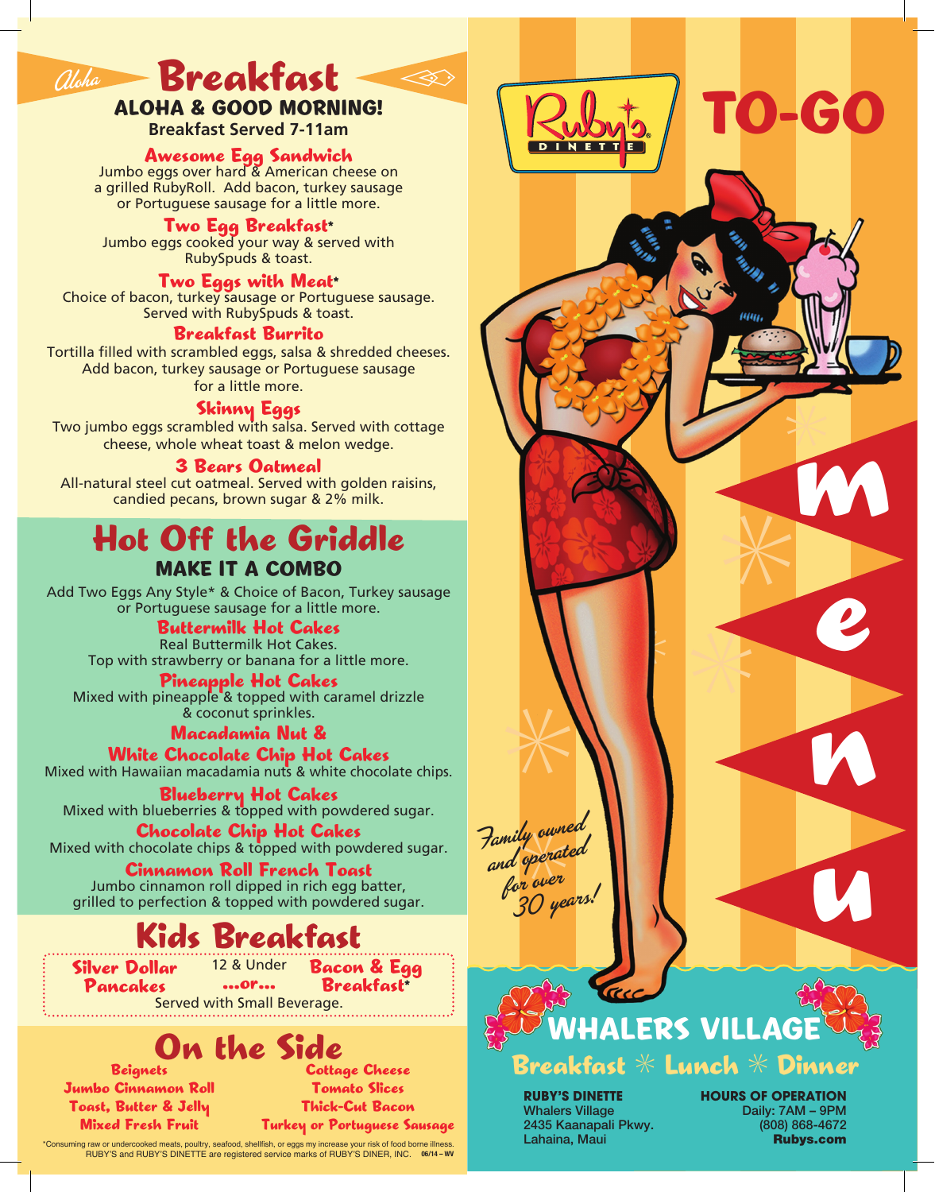# Aloha Breakfast

**ALOHA & GOOD MORNING!**
**Breakfast Served 7-11am**

### Awesome Egg Sandwich
Jumbo eggs over hard & American cheese on a grilled RubyRoll. Add bacon, turkey sausage or Portuguese sausage for a little more.

### Two Egg Breakfast*
Jumbo eggs cooked your way & served with RubySpuds & toast.

### Two Eggs with Meat*
Choice of bacon, turkey sausage or Portuguese sausage. Served with RubySpuds & toast.

### Breakfast Burrito
Tortilla filled with scrambled eggs, salsa & shredded cheeses. Add bacon, turkey sausage or Portuguese sausage for a little more.

### Skinny Eggs
Two jumbo eggs scrambled with salsa. Served with cottage cheese, whole wheat toast & melon wedge.

### 3 Bears Oatmeal
All-natural steel cut oatmeal. Served with golden raisins, candied pecans, brown sugar & 2% milk.

# Hot Off the Griddle

**MAKE IT A COMBO**

Add Two Eggs Any Style* & Choice of Bacon, Turkey sausage or Portuguese sausage for a little more.

### Buttermilk Hot Cakes
Real Buttermilk Hot Cakes. Top with strawberry or banana for a little more.

### Pineapple Hot Cakes
Mixed with pineapple & topped with caramel drizzle & coconut sprinkles.

### Macadamia Nut & White Chocolate Chip Hot Cakes
Mixed with Hawaiian macadamia nuts & white chocolate chips.

### Blueberry Hot Cakes
Mixed with blueberries & topped with powdered sugar.

### Chocolate Chip Hot Cakes
Mixed with chocolate chips & topped with powdered sugar.

### Cinnamon Roll French Toast
Jumbo cinnamon roll dipped in rich egg batter, grilled to perfection & topped with powdered sugar.

# Kids Breakfast

12 & Under

**Silver Dollar Pancakes** ...or... **Bacon & Egg Breakfast***

Served with Small Beverage.

# On the Side

- Beignets
- Jumbo Cinnamon Roll
- Toast, Butter & Jelly
- Mixed Fresh Fruit
- Cottage Cheese
- Tomato Slices
- Thick-Cut Bacon
- Turkey or Portuguese Sausage

*Consuming raw or undercooked meats, poultry, seafood, shellfish, or eggs my increase your risk of food borne illness.
RUBY'S and RUBY'S DINETTE are registered service marks of RUBY'S DINER, INC. 06/14 – WV

# Ruby's Dinette TO-GO Menu

*Family owned and operated for over 30 years!*

## WHALERS VILLAGE

**Breakfast ✳ Lunch ✳ Dinner**

**RUBY'S DINETTE**
Whalers Village
2435 Kaanapali Pkwy.
Lahaina, Maui

**HOURS OF OPERATION**
Daily: 7AM – 9PM
(808) 868-4672
**Rubys.com**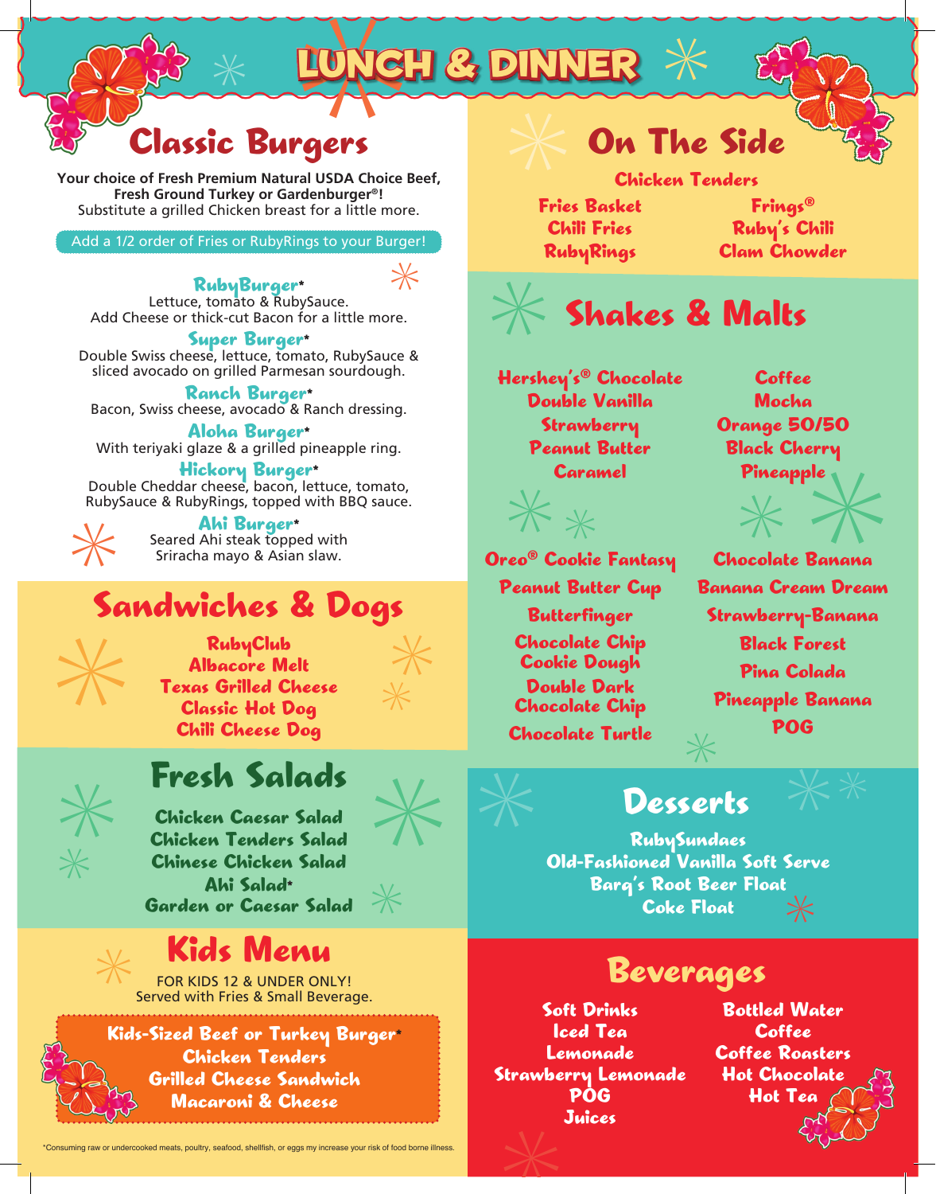# LUNCH & DINNER

## Classic Burgers

**Your choice of Fresh Premium Natural USDA Choice Beef, Fresh Ground Turkey or Gardenburger®!**
Substitute a grilled Chicken breast for a little more.

Add a 1/2 order of Fries or RubyRings to your Burger!

### RubyBurger*
Lettuce, tomato & RubySauce.
Add Cheese or thick-cut Bacon for a little more.

### Super Burger*
Double Swiss cheese, lettuce, tomato, RubySauce & sliced avocado on grilled Parmesan sourdough.

### Ranch Burger*
Bacon, Swiss cheese, avocado & Ranch dressing.

### Aloha Burger*
With teriyaki glaze & a grilled pineapple ring.

### Hickory Burger*
Double Cheddar cheese, bacon, lettuce, tomato, RubySauce & RubyRings, topped with BBQ sauce.

### Ahi Burger*
Seared Ahi steak topped with Sriracha mayo & Asian slaw.

## Sandwiches & Dogs

- RubyClub
- Albacore Melt
- Texas Grilled Cheese
- Classic Hot Dog
- Chili Cheese Dog

## Fresh Salads

- Chicken Caesar Salad
- Chicken Tenders Salad
- Chinese Chicken Salad
- Ahi Salad*
- Garden or Caesar Salad

## Kids Menu

FOR KIDS 12 & UNDER ONLY!
Served with Fries & Small Beverage.

- Kids-Sized Beef or Turkey Burger*
- Chicken Tenders
- Grilled Cheese Sandwich
- Macaroni & Cheese

*Consuming raw or undercooked meats, poultry, seafood, shellfish, or eggs my increase your risk of food borne illness.

## On The Side

- Chicken Tenders
- Fries Basket
- Chili Fries
- RubyRings
- Frings®
- Ruby's Chili
- Clam Chowder

## Shakes & Malts

- Hershey's® Chocolate
- Double Vanilla
- Strawberry
- Peanut Butter
- Caramel
- Coffee
- Mocha
- Orange 50/50
- Black Cherry
- Pineapple
- Oreo® Cookie Fantasy
- Peanut Butter Cup
- Butterfinger
- Chocolate Chip Cookie Dough
- Double Dark Chocolate Chip
- Chocolate Turtle
- Chocolate Banana
- Banana Cream Dream
- Strawberry-Banana
- Black Forest
- Pina Colada
- Pineapple Banana
- POG

## Desserts

- RubySundaes
- Old-Fashioned Vanilla Soft Serve
- Barq's Root Beer Float
- Coke Float

## Beverages

- Soft Drinks
- Iced Tea
- Lemonade
- Strawberry Lemonade
- POG
- Juices
- Bottled Water
- Coffee
- Coffee Roasters
- Hot Chocolate
- Hot Tea